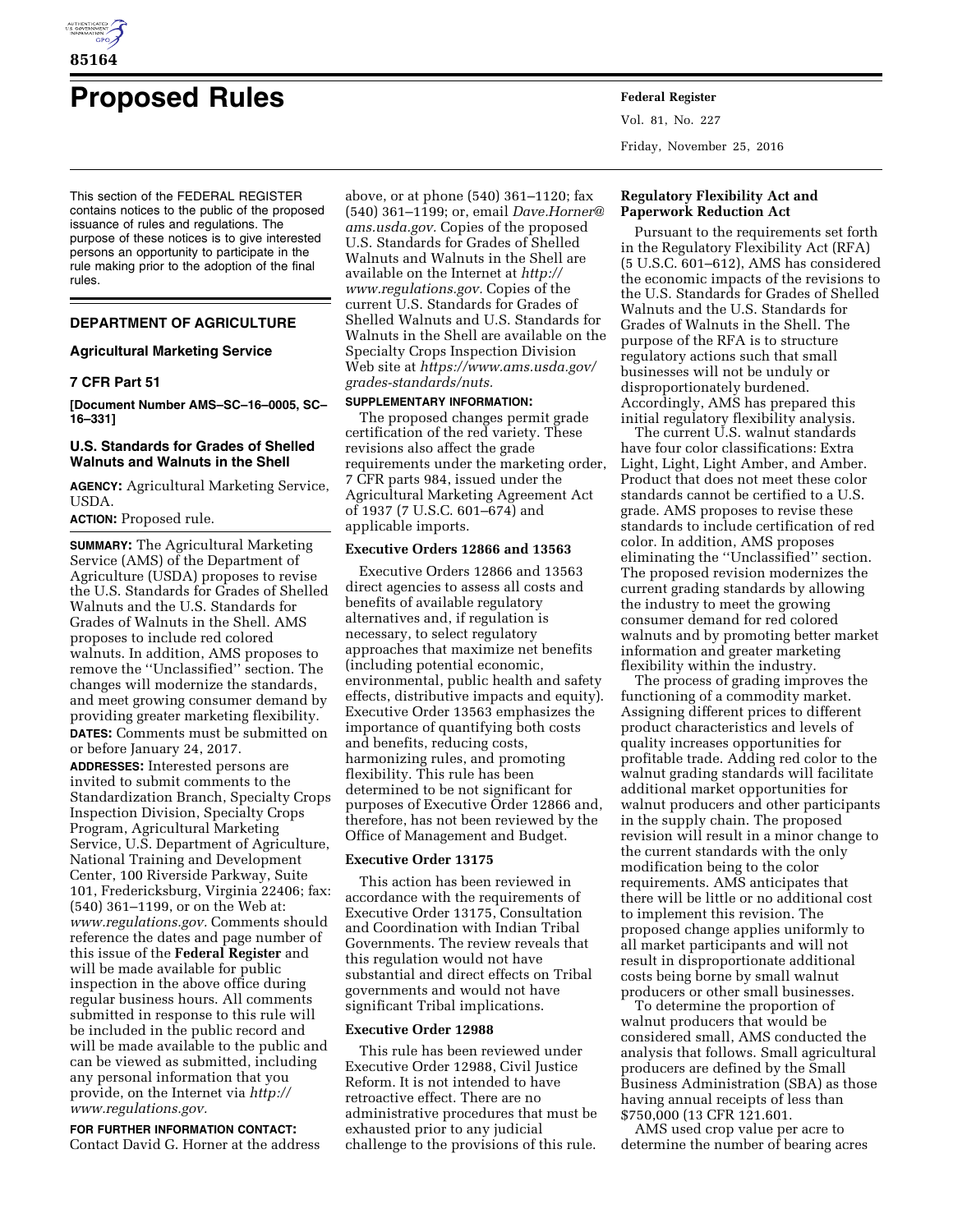# Proposed Rules

This section of the FEDERAL REGISTER contains notices to the public of the proposed issuance of rules and regulations. The purpose of these notices is to give interested persons an opportunity to participate in the rule making prior to the adoption of the final rules.

## DEPARTMENT OF AGRICULTURE

### Agricultural Marketing Service

### 7 CFR Part 51

**[Document Number AMS–SC–16–0005, SC–16–331]**

### U.S. Standards for Grades of Shelled Walnuts and Walnuts in the Shell

**AGENCY:** Agricultural Marketing Service, USDA.

**ACTION:** Proposed rule.

**SUMMARY:** The Agricultural Marketing Service (AMS) of the Department of Agriculture (USDA) proposes to revise the U.S. Standards for Grades of Shelled Walnuts and the U.S. Standards for Grades of Walnuts in the Shell. AMS proposes to include red colored walnuts. In addition, AMS proposes to remove the ''Unclassified'' section. The changes will modernize the standards, and meet growing consumer demand by providing greater marketing flexibility.

**DATES:** Comments must be submitted on or before January 24, 2017.

**ADDRESSES:** Interested persons are invited to submit comments to the Standardization Branch, Specialty Crops Inspection Division, Specialty Crops Program, Agricultural Marketing Service, U.S. Department of Agriculture, National Training and Development Center, 100 Riverside Parkway, Suite 101, Fredericksburg, Virginia 22406; fax: (540) 361–1199, or on the Web at: *www.regulations.gov.* Comments should reference the dates and page number of this issue of the **Federal Register** and will be made available for public inspection in the above office during regular business hours. All comments submitted in response to this rule will be included in the public record and will be made available to the public and can be viewed as submitted, including any personal information that you provide, on the Internet via *http://www.regulations.gov.*

**FOR FURTHER INFORMATION CONTACT:** Contact David G. Horner at the address above, or at phone (540) 361–1120; fax (540) 361–1199; or, email *Dave.Horner@ams.usda.gov.* Copies of the proposed U.S. Standards for Grades of Shelled Walnuts and Walnuts in the Shell are available on the Internet at *http://www.regulations.gov.* Copies of the current U.S. Standards for Grades of Shelled Walnuts and U.S. Standards for Walnuts in the Shell are available on the Specialty Crops Inspection Division Web site at *https://www.ams.usda.gov/grades-standards/nuts.*

**SUPPLEMENTARY INFORMATION:**

The proposed changes permit grade certification of the red variety. These revisions also affect the grade requirements under the marketing order, 7 CFR parts 984, issued under the Agricultural Marketing Agreement Act of 1937 (7 U.S.C. 601–674) and applicable imports.

#### Executive Orders 12866 and 13563

Executive Orders 12866 and 13563 direct agencies to assess all costs and benefits of available regulatory alternatives and, if regulation is necessary, to select regulatory approaches that maximize net benefits (including potential economic, environmental, public health and safety effects, distributive impacts and equity). Executive Order 13563 emphasizes the importance of quantifying both costs and benefits, reducing costs, harmonizing rules, and promoting flexibility. This rule has been determined to be not significant for purposes of Executive Order 12866 and, therefore, has not been reviewed by the Office of Management and Budget.

#### Executive Order 13175

This action has been reviewed in accordance with the requirements of Executive Order 13175, Consultation and Coordination with Indian Tribal Governments. The review reveals that this regulation would not have substantial and direct effects on Tribal governments and would not have significant Tribal implications.

#### Executive Order 12988

This rule has been reviewed under Executive Order 12988, Civil Justice Reform. It is not intended to have retroactive effect. There are no administrative procedures that must be exhausted prior to any judicial challenge to the provisions of this rule.

#### Regulatory Flexibility Act and Paperwork Reduction Act

Pursuant to the requirements set forth in the Regulatory Flexibility Act (RFA) (5 U.S.C. 601–612), AMS has considered the economic impacts of the revisions to the U.S. Standards for Grades of Shelled Walnuts and the U.S. Standards for Grades of Walnuts in the Shell. The purpose of the RFA is to structure regulatory actions such that small businesses will not be unduly or disproportionately burdened. Accordingly, AMS has prepared this initial regulatory flexibility analysis.

The current U.S. walnut standards have four color classifications: Extra Light, Light, Light Amber, and Amber. Product that does not meet these color standards cannot be certified to a U.S. grade. AMS proposes to revise these standards to include certification of red color. In addition, AMS proposes eliminating the ''Unclassified'' section. The proposed revision modernizes the current grading standards by allowing the industry to meet the growing consumer demand for red colored walnuts and by promoting better market information and greater marketing flexibility within the industry.

The process of grading improves the functioning of a commodity market. Assigning different prices to different product characteristics and levels of quality increases opportunities for profitable trade. Adding red color to the walnut grading standards will facilitate additional market opportunities for walnut producers and other participants in the supply chain. The proposed revision will result in a minor change to the current standards with the only modification being to the color requirements. AMS anticipates that there will be little or no additional cost to implement this revision. The proposed change applies uniformly to all market participants and will not result in disproportionate additional costs being borne by small walnut producers or other small businesses.

To determine the proportion of walnut producers that would be considered small, AMS conducted the analysis that follows. Small agricultural producers are defined by the Small Business Administration (SBA) as those having annual receipts of less than $750,000 (13 CFR 121.601.

AMS used crop value per acre to determine the number of bearing acres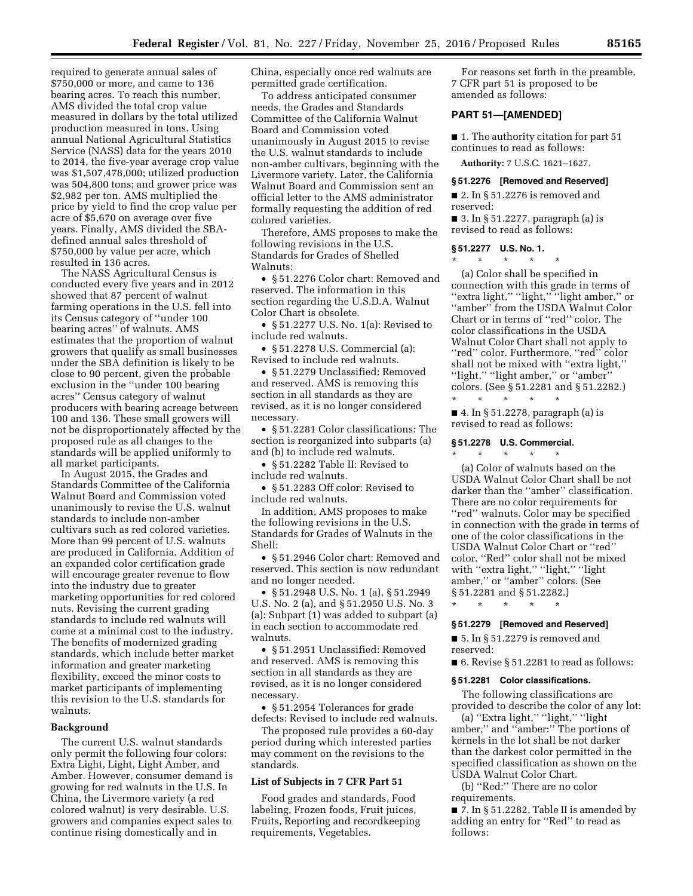required to generate annual sales of $750,000 or more, and came to 136 bearing acres. To reach this number, AMS divided the total crop value measured in dollars by the total utilized production measured in tons. Using annual National Agricultural Statistics Service (NASS) data for the years 2010 to 2014, the five-year average crop value was $1,507,478,000; utilized production was 504,800 tons; and grower price was $2,982 per ton. AMS multiplied the price by yield to find the crop value per acre of $5,670 on average over five years. Finally, AMS divided the SBA-defined annual sales threshold of $750,000 by value per acre, which resulted in 136 acres.

The NASS Agricultural Census is conducted every five years and in 2012 showed that 87 percent of walnut farming operations in the U.S. fell into its Census category of ''under 100 bearing acres'' of walnuts. AMS estimates that the proportion of walnut growers that qualify as small businesses under the SBA definition is likely to be close to 90 percent, given the probable exclusion in the ''under 100 bearing acres'' Census category of walnut producers with bearing acreage between 100 and 136. These small growers will not be disproportionately affected by the proposed rule as all changes to the standards will be applied uniformly to all market participants.

In August 2015, the Grades and Standards Committee of the California Walnut Board and Commission voted unanimously to revise the U.S. walnut standards to include non-amber cultivars such as red colored varieties. More than 99 percent of U.S. walnuts are produced in California. Addition of an expanded color certification grade will encourage greater revenue to flow into the industry due to greater marketing opportunities for red colored nuts. Revising the current grading standards to include red walnuts will come at a minimal cost to the industry. The benefits of modernized grading standards, which include better market information and greater marketing flexibility, exceed the minor costs to market participants of implementing this revision to the U.S. standards for walnuts.

## Background

The current U.S. walnut standards only permit the following four colors: Extra Light, Light, Light Amber, and Amber. However, consumer demand is growing for red walnuts in the U.S. In China, the Livermore variety (a red colored walnut) is very desirable. U.S. growers and companies expect sales to continue rising domestically and in China, especially once red walnuts are permitted grade certification.

To address anticipated consumer needs, the Grades and Standards Committee of the California Walnut Board and Commission voted unanimously in August 2015 to revise the U.S. walnut standards to include non-amber cultivars, beginning with the Livermore variety. Later, the California Walnut Board and Commission sent an official letter to the AMS administrator formally requesting the addition of red colored varieties.

Therefore, AMS proposes to make the following revisions in the U.S. Standards for Grades of Shelled Walnuts:

- § 51.2276 Color chart: Removed and reserved. The information in this section regarding the U.S.D.A. Walnut Color Chart is obsolete.
- § 51.2277 U.S. No. 1(a): Revised to include red walnuts.
- § 51.2278 U.S. Commercial (a): Revised to include red walnuts.
- § 51.2279 Unclassified: Removed and reserved. AMS is removing this section in all standards as they are revised, as it is no longer considered necessary.
- § 51.2281 Color classifications: The section is reorganized into subparts (a) and (b) to include red walnuts.
- § 51.2282 Table II: Revised to include red walnuts.
- § 51.2283 Off color: Revised to include red walnuts.

In addition, AMS proposes to make the following revisions in the U.S. Standards for Grades of Walnuts in the Shell:

- § 51.2946 Color chart: Removed and reserved. This section is now redundant and no longer needed.
- § 51.2948 U.S. No. 1 (a), § 51.2949 U.S. No. 2 (a), and § 51.2950 U.S. No. 3 (a): Subpart (1) was added to subpart (a) in each section to accommodate red walnuts.
- § 51.2951 Unclassified: Removed and reserved. AMS is removing this section in all standards as they are revised, as it is no longer considered necessary.
- § 51.2954 Tolerances for grade defects: Revised to include red walnuts.

The proposed rule provides a 60-day period during which interested parties may comment on the revisions to the standards.

## List of Subjects in 7 CFR Part 51

Food grades and standards, Food labeling, Frozen foods, Fruit juices, Fruits, Reporting and recordkeeping requirements, Vegetables.

For reasons set forth in the preamble, 7 CFR part 51 is proposed to be amended as follows:

## PART 51—[AMENDED]

■ 1. The authority citation for part 51 continues to read as follows:

**Authority:** 7 U.S.C. 1621–1627.

### § 51.2276 [Removed and Reserved]

■ 2. In § 51.2276 is removed and reserved:

■ 3. In § 51.2277, paragraph (a) is revised to read as follows:

### § 51.2277 U.S. No. 1.

\* \* \* \* \*

(a) Color shall be specified in connection with this grade in terms of ''extra light,'' ''light,'' ''light amber,'' or ''amber'' from the USDA Walnut Color Chart or in terms of ''red'' color. The color classifications in the USDA Walnut Color Chart shall not apply to ''red'' color. Furthermore, ''red'' color shall not be mixed with ''extra light,'' ''light,'' ''light amber,'' or ''amber'' colors. (See § 51.2281 and § 51.2282.)

\* \* \* \* \*

■ 4. In § 51.2278, paragraph (a) is revised to read as follows:

### § 51.2278 U.S. Commercial.

\* \* \* \* \*

(a) Color of walnuts based on the USDA Walnut Color Chart shall be not darker than the ''amber'' classification. There are no color requirements for ''red'' walnuts. Color may be specified in connection with the grade in terms of one of the color classifications in the USDA Walnut Color Chart or ''red'' color. ''Red'' color shall not be mixed with ''extra light,'' ''light,'' ''light amber,'' or ''amber'' colors. (See § 51.2281 and § 51.2282.)

\* \* \* \* \*

### § 51.2279 [Removed and Reserved]

■ 5. In § 51.2279 is removed and reserved:

■ 6. Revise § 51.2281 to read as follows:

### § 51.2281 Color classifications.

The following classifications are provided to describe the color of any lot:

(a) ''Extra light,'' ''light,'' ''light amber,'' and ''amber:'' The portions of kernels in the lot shall be not darker than the darkest color permitted in the specified classification as shown on the USDA Walnut Color Chart.

(b) ''Red:'' There are no color requirements.

■ 7. In § 51.2282, Table II is amended by adding an entry for ''Red'' to read as follows: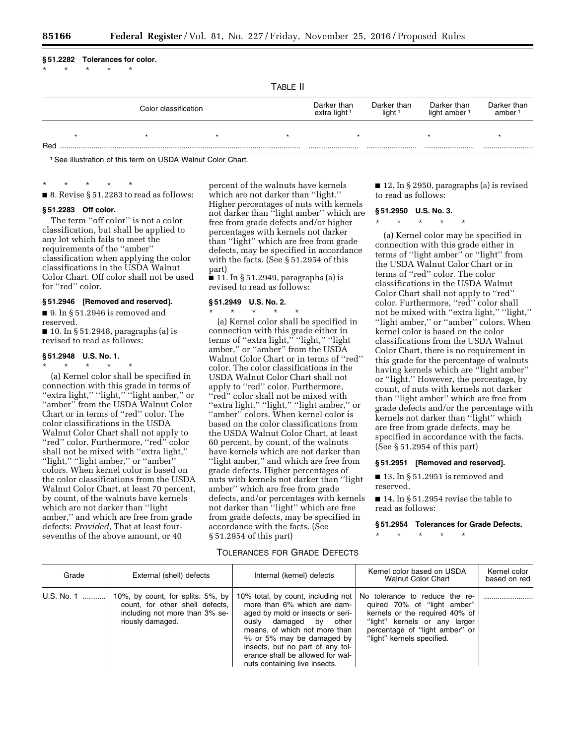**§ 51.2282 Tolerances for color.**

\* \* \* \* \*

TABLE II

| Color classification | Darker than extra light[1] | Darker than light[1] | Darker than light amber[1] | Darker than amber[1] |
|---|---|---|---|---|
| \* \* \* \* | \* | | \* | \* |
| Red | ........................ | ........................ | ........................ | ........................ |

[1] See illustration of this term on USDA Walnut Color Chart.

\* \* \* \* \*

■ 8. Revise § 51.2283 to read as follows:

**§ 51.2283 Off color.**

The term ''off color'' is not a color classification, but shall be applied to any lot which fails to meet the requirements of the ''amber'' classification when applying the color classifications in the USDA Walnut Color Chart. Off color shall not be used for ''red'' color.

**§ 51.2946 [Removed and reserved].**

■ 9. In § 51.2946 is removed and reserved.

■ 10. In § 51.2948, paragraphs (a) is revised to read as follows:

**§ 51.2948 U.S. No. 1.**

\* \* \* \* \*

(a) Kernel color shall be specified in connection with this grade in terms of ''extra light,'' ''light,'' ''light amber,'' or ''amber'' from the USDA Walnut Color Chart or in terms of ''red'' color. The color classifications in the USDA Walnut Color Chart shall not apply to ''red'' color. Furthermore, ''red'' color shall not be mixed with ''extra light,'' ''light,'' ''light amber,'' or ''amber'' colors. When kernel color is based on the color classifications from the USDA Walnut Color Chart, at least 70 percent, by count, of the walnuts have kernels which are not darker than ''light amber,'' and which are free from grade defects: *Provided,* That at least four-sevenths of the above amount, or 40 percent of the walnuts have kernels which are not darker than ''light.'' Higher percentages of nuts with kernels not darker than ''light amber'' which are free from grade defects and/or higher percentages with kernels not darker than ''light'' which are free from grade defects, may be specified in accordance with the facts. (See § 51.2954 of this part)

■ 11. In § 51.2949, paragraphs (a) is revised to read as follows:

**§ 51.2949 U.S. No. 2.**

\* \* \* \* \*

(a) Kernel color shall be specified in connection with this grade either in terms of ''extra light,'' ''light,'' ''light amber,'' or ''amber'' from the USDA Walnut Color Chart or in terms of ''red'' color. The color classifications in the USDA Walnut Color Chart shall not apply to ''red'' color. Furthermore, ''red'' color shall not be mixed with ''extra light,'' ''light,'' ''light amber,'' or ''amber'' colors. When kernel color is based on the color classifications from the USDA Walnut Color Chart, at least 60 percent, by count, of the walnuts have kernels which are not darker than ''light amber,'' and which are free from grade defects. Higher percentages of nuts with kernels not darker than ''light amber'' which are free from grade defects, and/or percentages with kernels not darker than ''light'' which are free from grade defects, may be specified in accordance with the facts. (See § 51.2954 of this part)

■ 12. In § 2950, paragraphs (a) is revised to read as follows:

**§ 51.2950 U.S. No. 3.**

\* \* \* \* \*

(a) Kernel color may be specified in connection with this grade either in terms of ''light amber'' or ''light'' from the USDA Walnut Color Chart or in terms of ''red'' color. The color classifications in the USDA Walnut Color Chart shall not apply to ''red'' color. Furthermore, ''red'' color shall not be mixed with ''extra light,'' ''light,'' ''light amber,'' or ''amber'' colors. When kernel color is based on the color classifications from the USDA Walnut Color Chart, there is no requirement in this grade for the percentage of walnuts having kernels which are ''light amber'' or ''light.'' However, the percentage, by count, of nuts with kernels not darker than ''light amber'' which are free from grade defects and/or the percentage with kernels not darker than ''light'' which are free from grade defects, may be specified in accordance with the facts. (See § 51.2954 of this part)

**§ 51.2951 [Removed and reserved].**

■ 13. In § 51.2951 is removed and reserved.

■ 14. In § 51.2954 revise the table to read as follows:

**§ 51.2954 Tolerances for Grade Defects.**

\* \* \* \* \*

TOLERANCES FOR GRADE DEFECTS

| Grade | External (shell) defects | Internal (kernel) defects | Kernel color based on USDA Walnut Color Chart | Kernel color based on red |
|---|---|---|---|---|
| U.S. No. 1 ........... | 10%, by count, for splits. 5%, by count, for other shell defects, including not more than 3% seriously damaged. | 10% total, by count, including not more than 6% which are damaged by mold or insects or seriously damaged by other means, of which not more than 5/6 or 5% may be damaged by insects, but no part of any tolerance shall be allowed for walnuts containing live insects. | No tolerance to reduce the required 70% of ''light amber'' kernels or the required 40% of ''light'' kernels or any larger percentage of ''light amber'' or ''light'' kernels specified. | ........................ |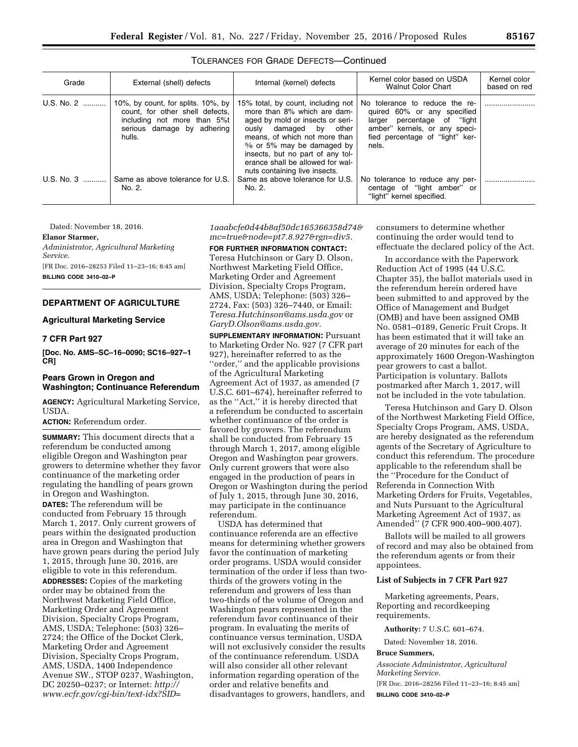TOLERANCES FOR GRADE DEFECTS—Continued

| Grade | External (shell) defects | Internal (kernel) defects | Kernel color based on USDA Walnut Color Chart | Kernel color based on red |
|---|---|---|---|---|
| U.S. No. 2 | 10%, by count, for splits. 10%, by count, for other shell defects, including not more than 5%t serious damage by adhering hulls. | 15% total, by count, including not more than 8% which are damaged by mold or insects or seriously damaged by other means, of which not more than 5/8 or 5% may be damaged by insects, but no part of any tolerance shall be allowed for walnuts containing live insects. | No tolerance to reduce the required 60% or any specified larger percentage of "light amber" kernels, or any specified percentage of "light" kernels. | |
| U.S. No. 3 | Same as above tolerance for U.S. No. 2. | Same as above tolerance for U.S. No. 2. | No tolerance to reduce any percentage of "light amber" or "light" kernel specified. | |

Dated: November 18, 2016.

**Elanor Starmer,**

*Administrator, Agricultural Marketing Service.*

[FR Doc. 2016–28253 Filed 11–23–16; 8:45 am]

**BILLING CODE 3410–02–P**

---

## DEPARTMENT OF AGRICULTURE

### Agricultural Marketing Service

### 7 CFR Part 927

**[Doc. No. AMS–SC–16–0090; SC16–927–1 CR]**

### Pears Grown in Oregon and Washington; Continuance Referendum

**AGENCY:** Agricultural Marketing Service, USDA.

**ACTION:** Referendum order.

**SUMMARY:** This document directs that a referendum be conducted among eligible Oregon and Washington pear growers to determine whether they favor continuance of the marketing order regulating the handling of pears grown in Oregon and Washington.

**DATES:** The referendum will be conducted from February 15 through March 1, 2017. Only current growers of pears within the designated production area in Oregon and Washington that have grown pears during the period July 1, 2015, through June 30, 2016, are eligible to vote in this referendum.

**ADDRESSES:** Copies of the marketing order may be obtained from the Northwest Marketing Field Office, Marketing Order and Agreement Division, Specialty Crops Program, AMS, USDA; Telephone: (503) 326–2724; the Office of the Docket Clerk, Marketing Order and Agreement Division, Specialty Crops Program, AMS, USDA, 1400 Independence Avenue SW., STOP 0237, Washington, DC 20250–0237; or Internet: *http://www.ecfr.gov/cgi-bin/text-idx?SID=1aaabcfe0d44b8af50dc165366358d74&mc=true&node=pt7.8.927&rgn=div5.*

**FOR FURTHER INFORMATION CONTACT:** Teresa Hutchinson or Gary D. Olson, Northwest Marketing Field Office, Marketing Order and Agreement Division, Specialty Crops Program, AMS, USDA; Telephone: (503) 326–2724, Fax: (503) 326–7440, or Email: *Teresa.Hutchinson@ams.usda.gov* or *GaryD.Olson@ams.usda.gov.*

**SUPPLEMENTARY INFORMATION:** Pursuant to Marketing Order No. 927 (7 CFR part 927), hereinafter referred to as the "order," and the applicable provisions of the Agricultural Marketing Agreement Act of 1937, as amended (7 U.S.C. 601–674), hereinafter referred to as the "Act," it is hereby directed that a referendum be conducted to ascertain whether continuance of the order is favored by growers. The referendum shall be conducted from February 15 through March 1, 2017, among eligible Oregon and Washington pear growers. Only current growers that were also engaged in the production of pears in Oregon or Washington during the period of July 1, 2015, through June 30, 2016, may participate in the continuance referendum.

USDA has determined that continuance referenda are an effective means for determining whether growers favor the continuation of marketing order programs. USDA would consider termination of the order if less than two-thirds of the growers voting in the referendum and growers of less than two-thirds of the volume of Oregon and Washington pears represented in the referendum favor continuance of their program. In evaluating the merits of continuance versus termination, USDA will not exclusively consider the results of the continuance referendum. USDA will also consider all other relevant information regarding operation of the order and relative benefits and disadvantages to growers, handlers, and consumers to determine whether continuing the order would tend to effectuate the declared policy of the Act.

In accordance with the Paperwork Reduction Act of 1995 (44 U.S.C. Chapter 35), the ballot materials used in the referendum herein ordered have been submitted to and approved by the Office of Management and Budget (OMB) and have been assigned OMB No. 0581–0189, Generic Fruit Crops. It has been estimated that it will take an average of 20 minutes for each of the approximately 1600 Oregon-Washington pear growers to cast a ballot. Participation is voluntary. Ballots postmarked after March 1, 2017, will not be included in the vote tabulation.

Teresa Hutchinson and Gary D. Olson of the Northwest Marketing Field Office, Specialty Crops Program, AMS, USDA, are hereby designated as the referendum agents of the Secretary of Agriculture to conduct this referendum. The procedure applicable to the referendum shall be the "Procedure for the Conduct of Referenda in Connection With Marketing Orders for Fruits, Vegetables, and Nuts Pursuant to the Agricultural Marketing Agreement Act of 1937, as Amended" (7 CFR 900.400–900.407).

Ballots will be mailed to all growers of record and may also be obtained from the referendum agents or from their appointees.

#### List of Subjects in 7 CFR Part 927

Marketing agreements, Pears, Reporting and recordkeeping requirements.

**Authority:** 7 U.S.C. 601–674.

Dated: November 18, 2016.

**Bruce Summers,**

*Associate Administrator, Agricultural Marketing Service.*

[FR Doc. 2016–28256 Filed 11–23–16; 8:45 am]

**BILLING CODE 3410–02–P**